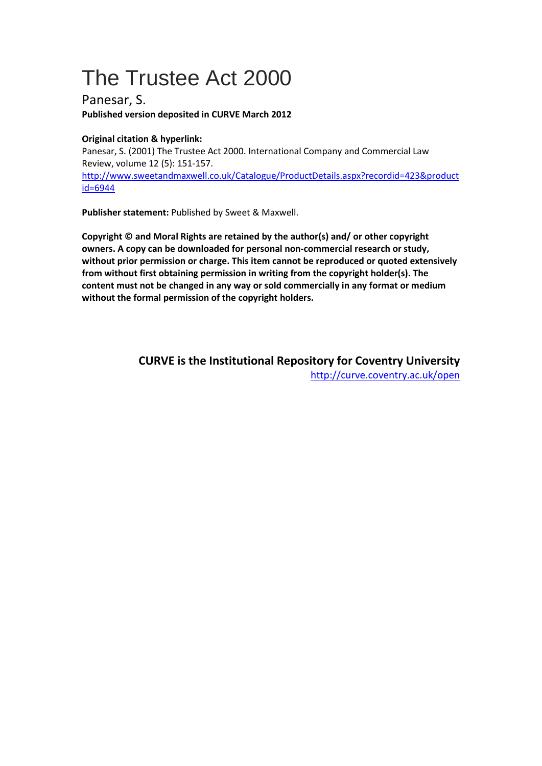# The Trustee Act 2000

Panesar, S.

**Published version deposited in CURVE March 2012**

**Original citation & hyperlink:**

Panesar, S. (2001) The Trustee Act 2000. International Company and Commercial Law Review, volume 12 (5): 151-157.

http://www.sweetandmaxwell.co.uk/Catalogue/ProductDetails.aspx?recordid=423&productid=6944

**Publisher statement:** Published by Sweet & Maxwell.

**Copyright © and Moral Rights are retained by the author(s) and/ or other copyright owners. A copy can be downloaded for personal non-commercial research or study, without prior permission or charge. This item cannot be reproduced or quoted extensively from without first obtaining permission in writing from the copyright holder(s). The content must not be changed in any way or sold commercially in any format or medium without the formal permission of the copyright holders.**

**CURVE is the Institutional Repository for Coventry University**

http://curve.coventry.ac.uk/open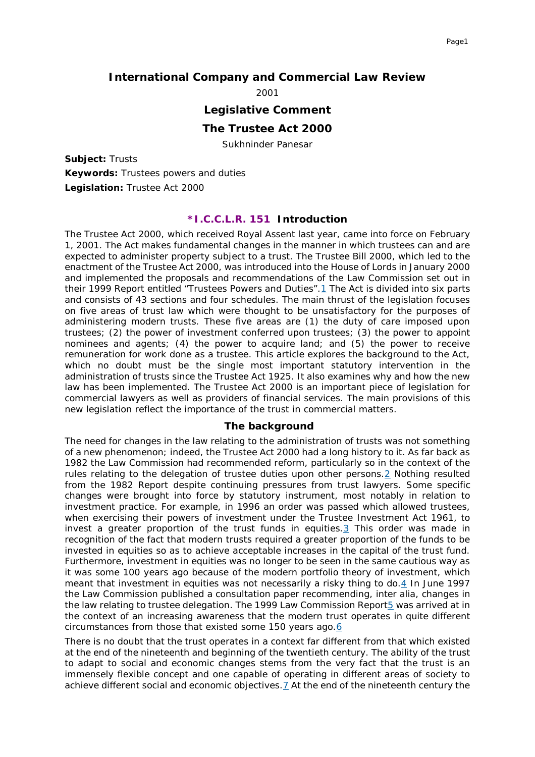# International Company and Commercial Law Review

2001

## Legislative Comment

## The Trustee Act 2000

Sukhninder Panesar

**Subject:** Trusts

**Keywords:** Trustees powers and duties

**Legislation:** Trustee Act 2000

### *I.C.C.L.R. 151 Introduction

The Trustee Act 2000, which received Royal Assent last year, came into force on February 1, 2001. The Act makes fundamental changes in the manner in which trustees can and are expected to administer property subject to a trust. The Trustee Bill 2000, which led to the enactment of the Trustee Act 2000, was introduced into the House of Lords in January 2000 and implemented the proposals and recommendations of the Law Commission set out in their 1999 Report entitled "Trustees Powers and Duties".[1] The Act is divided into six parts and consists of 43 sections and four schedules. The main thrust of the legislation focuses on five areas of trust law which were thought to be unsatisfactory for the purposes of administering modern trusts. These five areas are (1) the duty of care imposed upon trustees; (2) the power of investment conferred upon trustees; (3) the power to appoint nominees and agents; (4) the power to acquire land; and (5) the power to receive remuneration for work done as a trustee. This article explores the background to the Act, which no doubt must be the single most important statutory intervention in the administration of trusts since the Trustee Act 1925. It also examines why and how the new law has been implemented. The Trustee Act 2000 is an important piece of legislation for commercial lawyers as well as providers of financial services. The main provisions of this new legislation reflect the importance of the trust in commercial matters.

### The background

The need for changes in the law relating to the administration of trusts was not something of a new phenomenon; indeed, the Trustee Act 2000 had a long history to it. As far back as 1982 the Law Commission had recommended reform, particularly so in the context of the rules relating to the delegation of trustee duties upon other persons.[2] Nothing resulted from the 1982 Report despite continuing pressures from trust lawyers. Some specific changes were brought into force by statutory instrument, most notably in relation to investment practice. For example, in 1996 an order was passed which allowed trustees, when exercising their powers of investment under the Trustee Investment Act 1961, to invest a greater proportion of the trust funds in equities.[3] This order was made in recognition of the fact that modern trusts required a greater proportion of the funds to be invested in equities so as to achieve acceptable increases in the capital of the trust fund. Furthermore, investment in equities was no longer to be seen in the same cautious way as it was some 100 years ago because of the modern portfolio theory of investment, which meant that investment in equities was not necessarily a risky thing to do.[4] In June 1997 the Law Commission published a consultation paper recommending, inter alia, changes in the law relating to trustee delegation. The 1999 Law Commission Report[5] was arrived at in the context of an increasing awareness that the modern trust operates in quite different circumstances from those that existed some 150 years ago.[6]

There is no doubt that the trust operates in a context far different from that which existed at the end of the nineteenth and beginning of the twentieth century. The ability of the trust to adapt to social and economic changes stems from the very fact that the trust is an immensely flexible concept and one capable of operating in different areas of society to achieve different social and economic objectives.[7] At the end of the nineteenth century the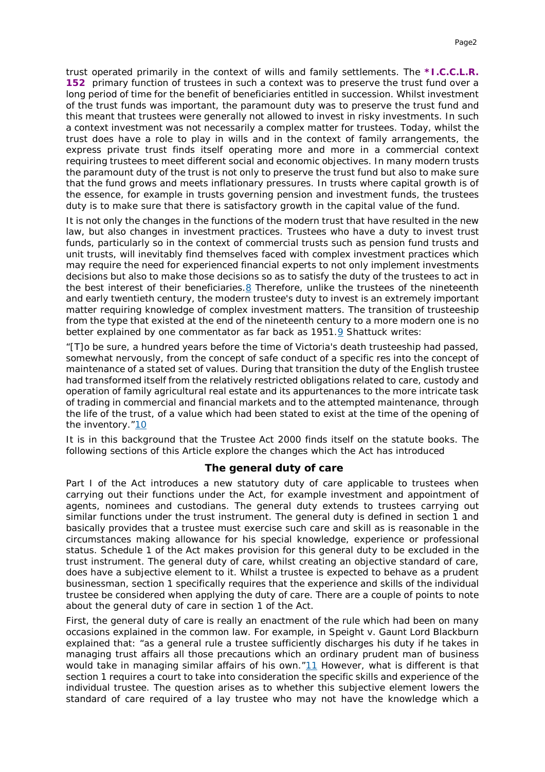trust operated primarily in the context of wills and family settlements. The ***I.C.C.L.R. 152** primary function of trustees in such a context was to preserve the trust fund over a long period of time for the benefit of beneficiaries entitled in succession. Whilst investment of the trust funds was important, the paramount duty was to preserve the trust fund and this meant that trustees were generally not allowed to invest in risky investments. In such a context investment was not necessarily a complex matter for trustees. Today, whilst the trust does have a role to play in wills and in the context of family arrangements, the express private trust finds itself operating more and more in a commercial context requiring trustees to meet different social and economic objectives. In many modern trusts the paramount duty of the trust is not only to preserve the trust fund but also to make sure that the fund grows and meets inflationary pressures. In trusts where capital growth is of the essence, for example in trusts governing pension and investment funds, the trustees duty is to make sure that there is satisfactory growth in the capital value of the fund.

It is not only the changes in the functions of the modern trust that have resulted in the new law, but also changes in investment practices. Trustees who have a duty to invest trust funds, particularly so in the context of commercial trusts such as pension fund trusts and unit trusts, will inevitably find themselves faced with complex investment practices which may require the need for experienced financial experts to not only implement investments decisions but also to make those decisions so as to satisfy the duty of the trustees to act in the best interest of their beneficiaries.[8] Therefore, unlike the trustees of the nineteenth and early twentieth century, the modern trustee's duty to invest is an extremely important matter requiring knowledge of complex investment matters. The transition of trusteeship from the type that existed at the end of the nineteenth century to a more modern one is no better explained by one commentator as far back as 1951.[9] Shattuck writes:

"[T]o be sure, a hundred years before the time of Victoria's death trusteeship had passed, somewhat nervously, from the concept of safe conduct of a specific res into the concept of maintenance of a stated set of values. During that transition the duty of the English trustee had transformed itself from the relatively restricted obligations related to care, custody and operation of family agricultural real estate and its appurtenances to the more intricate task of trading in commercial and financial markets and to the attempted maintenance, through the life of the trust, of a value which had been stated to exist at the time of the opening of the inventory."[10]

It is in this background that the Trustee Act 2000 finds itself on the statute books. The following sections of this Article explore the changes which the Act has introduced

### The general duty of care

Part I of the Act introduces a new statutory duty of care applicable to trustees when carrying out their functions under the Act, for example investment and appointment of agents, nominees and custodians. The general duty extends to trustees carrying out similar functions under the trust instrument. The general duty is defined in section 1 and basically provides that a trustee must exercise such care and skill as is reasonable in the circumstances making allowance for his special knowledge, experience or professional status. Schedule 1 of the Act makes provision for this general duty to be excluded in the trust instrument. The general duty of care, whilst creating an objective standard of care, does have a subjective element to it. Whilst a trustee is expected to behave as a prudent businessman, section 1 specifically requires that the experience and skills of the individual trustee be considered when applying the duty of care. There are a couple of points to note about the general duty of care in section 1 of the Act.

First, the general duty of care is really an enactment of the rule which had been on many occasions explained in the common law. For example, in Speight v. Gaunt Lord Blackburn explained that: "as a general rule a trustee sufficiently discharges his duty if he takes in managing trust affairs all those precautions which an ordinary prudent man of business would take in managing similar affairs of his own."[11] However, what is different is that section 1 requires a court to take into consideration the specific skills and experience of the individual trustee. The question arises as to whether this subjective element lowers the standard of care required of a lay trustee who may not have the knowledge which a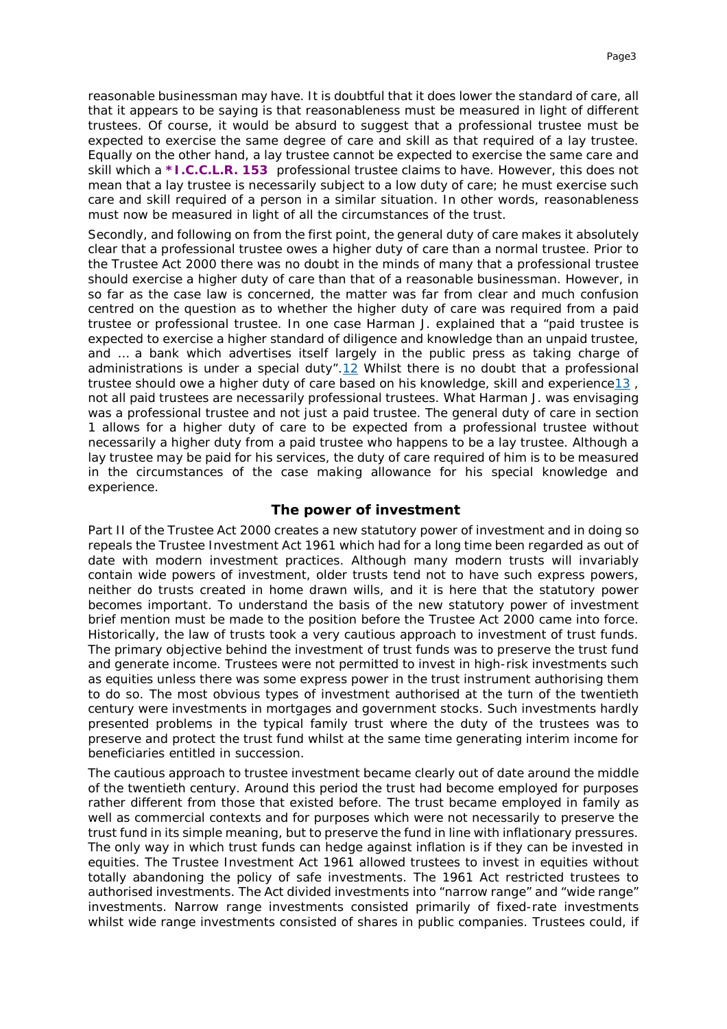reasonable businessman may have. It is doubtful that it does lower the standard of care, all that it appears to be saying is that reasonableness must be measured in light of different trustees. Of course, it would be absurd to suggest that a professional trustee must be expected to exercise the same degree of care and skill as that required of a lay trustee. Equally on the other hand, a lay trustee cannot be expected to exercise the same care and skill which a **\*I.C.C.L.R. 153** professional trustee claims to have. However, this does not mean that a lay trustee is necessarily subject to a low duty of care; he must exercise such care and skill required of a person in a similar situation. In other words, reasonableness must now be measured in light of all the circumstances of the trust.

Secondly, and following on from the first point, the general duty of care makes it absolutely clear that a professional trustee owes a higher duty of care than a normal trustee. Prior to the Trustee Act 2000 there was no doubt in the minds of many that a professional trustee should exercise a higher duty of care than that of a reasonable businessman. However, in so far as the case law is concerned, the matter was far from clear and much confusion centred on the question as to whether the higher duty of care was required from a paid trustee or professional trustee. In one case Harman J. explained that a "paid trustee is expected to exercise a higher standard of diligence and knowledge than an unpaid trustee, and ... a bank which advertises itself largely in the public press as taking charge of administrations is under a special duty".[12] Whilst there is no doubt that a professional trustee should owe a higher duty of care based on his knowledge, skill and experience[13], not all paid trustees are necessarily professional trustees. What Harman J. was envisaging was a professional trustee and not just a paid trustee. The general duty of care in section 1 allows for a higher duty of care to be expected from a professional trustee without necessarily a higher duty from a paid trustee who happens to be a lay trustee. Although a lay trustee may be paid for his services, the duty of care required of him is to be measured in the circumstances of the case making allowance for his special knowledge and experience.

## The power of investment

Part II of the Trustee Act 2000 creates a new statutory power of investment and in doing so repeals the Trustee Investment Act 1961 which had for a long time been regarded as out of date with modern investment practices. Although many modern trusts will invariably contain wide powers of investment, older trusts tend not to have such express powers, neither do trusts created in home drawn wills, and it is here that the statutory power becomes important. To understand the basis of the new statutory power of investment brief mention must be made to the position before the Trustee Act 2000 came into force. Historically, the law of trusts took a very cautious approach to investment of trust funds. The primary objective behind the investment of trust funds was to preserve the trust fund and generate income. Trustees were not permitted to invest in high-risk investments such as equities unless there was some express power in the trust instrument authorising them to do so. The most obvious types of investment authorised at the turn of the twentieth century were investments in mortgages and government stocks. Such investments hardly presented problems in the typical family trust where the duty of the trustees was to preserve and protect the trust fund whilst at the same time generating interim income for beneficiaries entitled in succession.

The cautious approach to trustee investment became clearly out of date around the middle of the twentieth century. Around this period the trust had become employed for purposes rather different from those that existed before. The trust became employed in family as well as commercial contexts and for purposes which were not necessarily to preserve the trust fund in its simple meaning, but to preserve the fund in line with inflationary pressures. The only way in which trust funds can hedge against inflation is if they can be invested in equities. The Trustee Investment Act 1961 allowed trustees to invest in equities without totally abandoning the policy of safe investments. The 1961 Act restricted trustees to authorised investments. The Act divided investments into "narrow range" and "wide range" investments. Narrow range investments consisted primarily of fixed-rate investments whilst wide range investments consisted of shares in public companies. Trustees could, if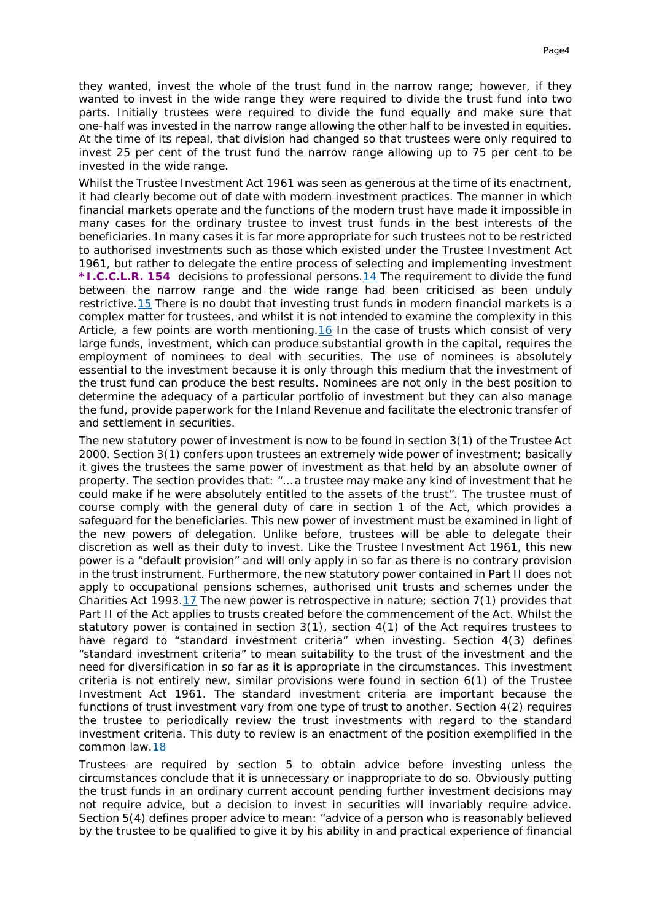they wanted, invest the whole of the trust fund in the narrow range; however, if they wanted to invest in the wide range they were required to divide the trust fund into two parts. Initially trustees were required to divide the fund equally and make sure that one-half was invested in the narrow range allowing the other half to be invested in equities. At the time of its repeal, that division had changed so that trustees were only required to invest 25 per cent of the trust fund the narrow range allowing up to 75 per cent to be invested in the wide range.

Whilst the Trustee Investment Act 1961 was seen as generous at the time of its enactment, it had clearly become out of date with modern investment practices. The manner in which financial markets operate and the functions of the modern trust have made it impossible in many cases for the ordinary trustee to invest trust funds in the best interests of the beneficiaries. In many cases it is far more appropriate for such trustees not to be restricted to authorised investments such as those which existed under the Trustee Investment Act 1961, but rather to delegate the entire process of selecting and implementing investment **\*I.C.C.L.R. 154** decisions to professional persons.[14] The requirement to divide the fund between the narrow range and the wide range had been criticised as been unduly restrictive.[15] There is no doubt that investing trust funds in modern financial markets is a complex matter for trustees, and whilst it is not intended to examine the complexity in this Article, a few points are worth mentioning.[16] In the case of trusts which consist of very large funds, investment, which can produce substantial growth in the capital, requires the employment of nominees to deal with securities. The use of nominees is absolutely essential to the investment because it is only through this medium that the investment of the trust fund can produce the best results. Nominees are not only in the best position to determine the adequacy of a particular portfolio of investment but they can also manage the fund, provide paperwork for the Inland Revenue and facilitate the electronic transfer of and settlement in securities.

The new statutory power of investment is now to be found in section 3(1) of the Trustee Act 2000. Section 3(1) confers upon trustees an extremely wide power of investment; basically it gives the trustees the same power of investment as that held by an absolute owner of property. The section provides that: "...a trustee may make any kind of investment that he could make if he were absolutely entitled to the assets of the trust". The trustee must of course comply with the general duty of care in section 1 of the Act, which provides a safeguard for the beneficiaries. This new power of investment must be examined in light of the new powers of delegation. Unlike before, trustees will be able to delegate their discretion as well as their duty to invest. Like the Trustee Investment Act 1961, this new power is a "default provision" and will only apply in so far as there is no contrary provision in the trust instrument. Furthermore, the new statutory power contained in Part II does not apply to occupational pensions schemes, authorised unit trusts and schemes under the Charities Act 1993.[17] The new power is retrospective in nature; section 7(1) provides that Part II of the Act applies to trusts created before the commencement of the Act. Whilst the statutory power is contained in section 3(1), section 4(1) of the Act requires trustees to have regard to "standard investment criteria" when investing. Section 4(3) defines "standard investment criteria" to mean suitability to the trust of the investment and the need for diversification in so far as it is appropriate in the circumstances. This investment criteria is not entirely new, similar provisions were found in section 6(1) of the Trustee Investment Act 1961. The standard investment criteria are important because the functions of trust investment vary from one type of trust to another. Section 4(2) requires the trustee to periodically review the trust investments with regard to the standard investment criteria. This duty to review is an enactment of the position exemplified in the common law.[18]

Trustees are required by section 5 to obtain advice before investing unless the circumstances conclude that it is unnecessary or inappropriate to do so. Obviously putting the trust funds in an ordinary current account pending further investment decisions may not require advice, but a decision to invest in securities will invariably require advice. Section 5(4) defines proper advice to mean: "advice of a person who is reasonably believed by the trustee to be qualified to give it by his ability in and practical experience of financial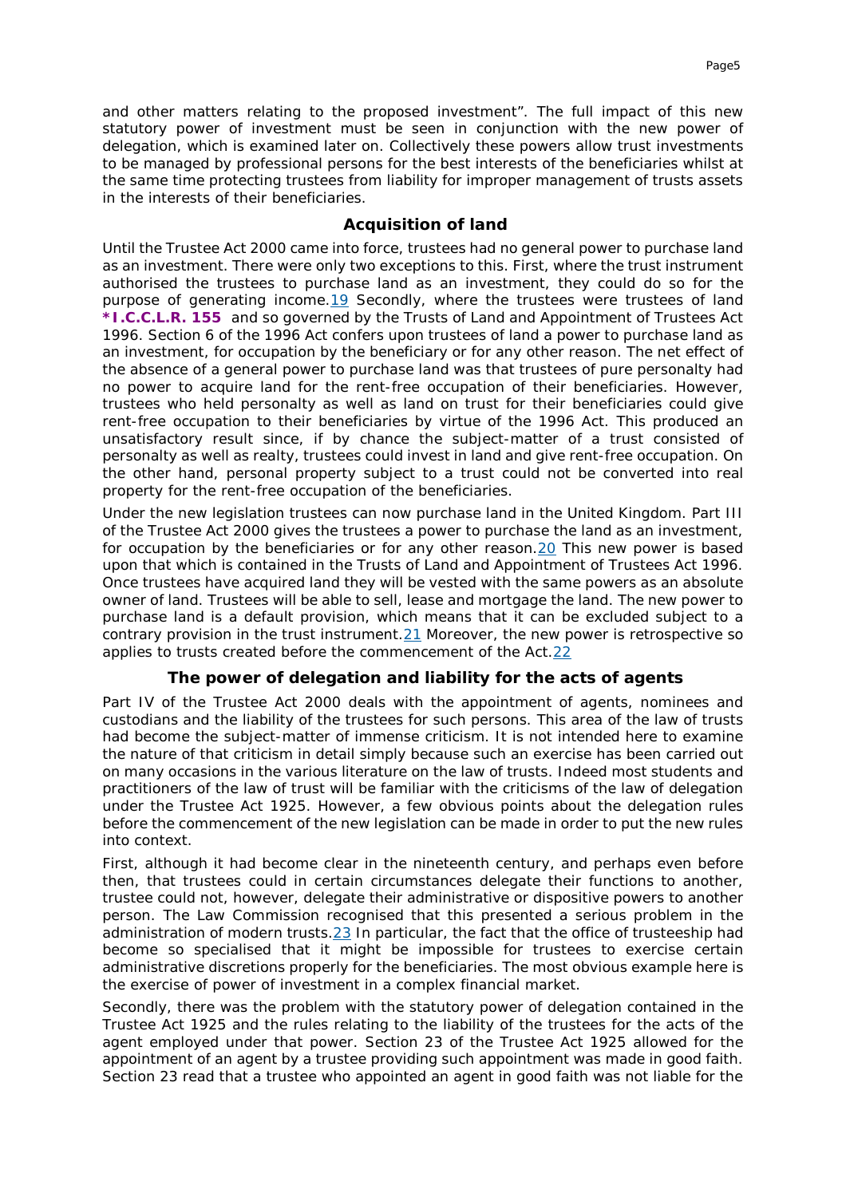and other matters relating to the proposed investment". The full impact of this new statutory power of investment must be seen in conjunction with the new power of delegation, which is examined later on. Collectively these powers allow trust investments to be managed by professional persons for the best interests of the beneficiaries whilst at the same time protecting trustees from liability for improper management of trusts assets in the interests of their beneficiaries.

## Acquisition of land

Until the Trustee Act 2000 came into force, trustees had no general power to purchase land as an investment. There were only two exceptions to this. First, where the trust instrument authorised the trustees to purchase land as an investment, they could do so for the purpose of generating income.[19] Secondly, where the trustees were trustees of land **\*I.C.C.L.R. 155** and so governed by the Trusts of Land and Appointment of Trustees Act 1996. Section 6 of the 1996 Act confers upon trustees of land a power to purchase land as an investment, for occupation by the beneficiary or for any other reason. The net effect of the absence of a general power to purchase land was that trustees of pure personalty had no power to acquire land for the rent-free occupation of their beneficiaries. However, trustees who held personalty as well as land on trust for their beneficiaries could give rent-free occupation to their beneficiaries by virtue of the 1996 Act. This produced an unsatisfactory result since, if by chance the subject-matter of a trust consisted of personalty as well as realty, trustees could invest in land and give rent-free occupation. On the other hand, personal property subject to a trust could not be converted into real property for the rent-free occupation of the beneficiaries.

Under the new legislation trustees can now purchase land in the United Kingdom. Part III of the Trustee Act 2000 gives the trustees a power to purchase the land as an investment, for occupation by the beneficiaries or for any other reason.[20] This new power is based upon that which is contained in the Trusts of Land and Appointment of Trustees Act 1996. Once trustees have acquired land they will be vested with the same powers as an absolute owner of land. Trustees will be able to sell, lease and mortgage the land. The new power to purchase land is a default provision, which means that it can be excluded subject to a contrary provision in the trust instrument.[21] Moreover, the new power is retrospective so applies to trusts created before the commencement of the Act.[22]

## The power of delegation and liability for the acts of agents

Part IV of the Trustee Act 2000 deals with the appointment of agents, nominees and custodians and the liability of the trustees for such persons. This area of the law of trusts had become the subject-matter of immense criticism. It is not intended here to examine the nature of that criticism in detail simply because such an exercise has been carried out on many occasions in the various literature on the law of trusts. Indeed most students and practitioners of the law of trust will be familiar with the criticisms of the law of delegation under the Trustee Act 1925. However, a few obvious points about the delegation rules before the commencement of the new legislation can be made in order to put the new rules into context.

First, although it had become clear in the nineteenth century, and perhaps even before then, that trustees could in certain circumstances delegate their functions to another, trustee could not, however, delegate their administrative or dispositive powers to another person. The Law Commission recognised that this presented a serious problem in the administration of modern trusts.[23] In particular, the fact that the office of trusteeship had become so specialised that it might be impossible for trustees to exercise certain administrative discretions properly for the beneficiaries. The most obvious example here is the exercise of power of investment in a complex financial market.

Secondly, there was the problem with the statutory power of delegation contained in the Trustee Act 1925 and the rules relating to the liability of the trustees for the acts of the agent employed under that power. Section 23 of the Trustee Act 1925 allowed for the appointment of an agent by a trustee providing such appointment was made in good faith. Section 23 read that a trustee who appointed an agent in good faith was not liable for the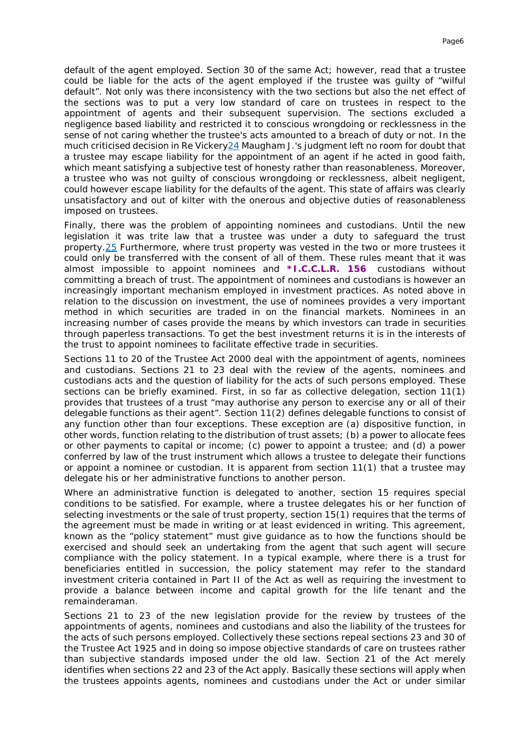default of the agent employed. Section 30 of the same Act; however, read that a trustee could be liable for the acts of the agent employed if the trustee was guilty of "wilful default". Not only was there inconsistency with the two sections but also the net effect of the sections was to put a very low standard of care on trustees in respect to the appointment of agents and their subsequent supervision. The sections excluded a negligence based liability and restricted it to conscious wrongdoing or recklessness in the sense of not caring whether the trustee's acts amounted to a breach of duty or not. In the much criticised decision in Re Vickery[24] Maugham J.'s judgment left no room for doubt that a trustee may escape liability for the appointment of an agent if he acted in good faith, which meant satisfying a subjective test of honesty rather than reasonableness. Moreover, a trustee who was not guilty of conscious wrongdoing or recklessness, albeit negligent, could however escape liability for the defaults of the agent. This state of affairs was clearly unsatisfactory and out of kilter with the onerous and objective duties of reasonableness imposed on trustees.

Finally, there was the problem of appointing nominees and custodians. Until the new legislation it was trite law that a trustee was under a duty to safeguard the trust property.[25] Furthermore, where trust property was vested in the two or more trustees it could only be transferred with the consent of all of them. These rules meant that it was almost impossible to appoint nominees and **\*I.C.C.L.R. 156** custodians without committing a breach of trust. The appointment of nominees and custodians is however an increasingly important mechanism employed in investment practices. As noted above in relation to the discussion on investment, the use of nominees provides a very important method in which securities are traded in on the financial markets. Nominees in an increasing number of cases provide the means by which investors can trade in securities through paperless transactions. To get the best investment returns it is in the interests of the trust to appoint nominees to facilitate effective trade in securities.

Sections 11 to 20 of the Trustee Act 2000 deal with the appointment of agents, nominees and custodians. Sections 21 to 23 deal with the review of the agents, nominees and custodians acts and the question of liability for the acts of such persons employed. These sections can be briefly examined. First, in so far as collective delegation, section 11(1) provides that trustees of a trust "may authorise any person to exercise any or all of their delegable functions as their agent". Section 11(2) defines delegable functions to consist of any function other than four exceptions. These exception are (a) dispositive function, in other words, function relating to the distribution of trust assets; (b) a power to allocate fees or other payments to capital or income; (c) power to appoint a trustee; and (d) a power conferred by law of the trust instrument which allows a trustee to delegate their functions or appoint a nominee or custodian. It is apparent from section 11(1) that a trustee may delegate his or her administrative functions to another person.

Where an administrative function is delegated to another, section 15 requires special conditions to be satisfied. For example, where a trustee delegates his or her function of selecting investments or the sale of trust property, section 15(1) requires that the terms of the agreement must be made in writing or at least evidenced in writing. This agreement, known as the "policy statement" must give guidance as to how the functions should be exercised and should seek an undertaking from the agent that such agent will secure compliance with the policy statement. In a typical example, where there is a trust for beneficiaries entitled in succession, the policy statement may refer to the standard investment criteria contained in Part II of the Act as well as requiring the investment to provide a balance between income and capital growth for the life tenant and the remainderaman.

Sections 21 to 23 of the new legislation provide for the review by trustees of the appointments of agents, nominees and custodians and also the liability of the trustees for the acts of such persons employed. Collectively these sections repeal sections 23 and 30 of the Trustee Act 1925 and in doing so impose objective standards of care on trustees rather than subjective standards imposed under the old law. Section 21 of the Act merely identifies when sections 22 and 23 of the Act apply. Basically these sections will apply when the trustees appoints agents, nominees and custodians under the Act or under similar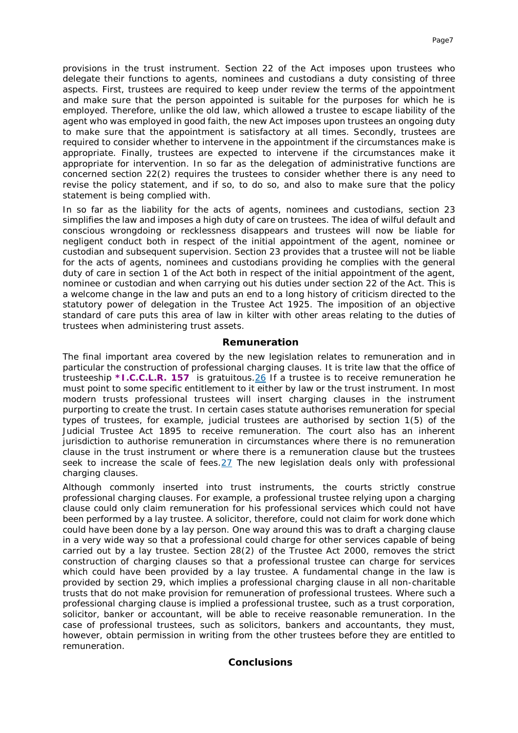provisions in the trust instrument. Section 22 of the Act imposes upon trustees who delegate their functions to agents, nominees and custodians a duty consisting of three aspects. First, trustees are required to keep under review the terms of the appointment and make sure that the person appointed is suitable for the purposes for which he is employed. Therefore, unlike the old law, which allowed a trustee to escape liability of the agent who was employed in good faith, the new Act imposes upon trustees an ongoing duty to make sure that the appointment is satisfactory at all times. Secondly, trustees are required to consider whether to intervene in the appointment if the circumstances make is appropriate. Finally, trustees are expected to intervene if the circumstances make it appropriate for intervention. In so far as the delegation of administrative functions are concerned section 22(2) requires the trustees to consider whether there is any need to revise the policy statement, and if so, to do so, and also to make sure that the policy statement is being complied with.

In so far as the liability for the acts of agents, nominees and custodians, section 23 simplifies the law and imposes a high duty of care on trustees. The idea of wilful default and conscious wrongdoing or recklessness disappears and trustees will now be liable for negligent conduct both in respect of the initial appointment of the agent, nominee or custodian and subsequent supervision. Section 23 provides that a trustee will not be liable for the acts of agents, nominees and custodians providing he complies with the general duty of care in section 1 of the Act both in respect of the initial appointment of the agent, nominee or custodian and when carrying out his duties under section 22 of the Act. This is a welcome change in the law and puts an end to a long history of criticism directed to the statutory power of delegation in the Trustee Act 1925. The imposition of an objective standard of care puts this area of law in kilter with other areas relating to the duties of trustees when administering trust assets.

## Remuneration

The final important area covered by the new legislation relates to remuneration and in particular the construction of professional charging clauses. It is trite law that the office of trusteeship **\*I.C.C.L.R. 157** is gratuitous.[26] If a trustee is to receive remuneration he must point to some specific entitlement to it either by law or the trust instrument. In most modern trusts professional trustees will insert charging clauses in the instrument purporting to create the trust. In certain cases statute authorises remuneration for special types of trustees, for example, judicial trustees are authorised by section 1(5) of the Judicial Trustee Act 1895 to receive remuneration. The court also has an inherent jurisdiction to authorise remuneration in circumstances where there is no remuneration clause in the trust instrument or where there is a remuneration clause but the trustees seek to increase the scale of fees.[27] The new legislation deals only with professional charging clauses.

Although commonly inserted into trust instruments, the courts strictly construe professional charging clauses. For example, a professional trustee relying upon a charging clause could only claim remuneration for his professional services which could not have been performed by a lay trustee. A solicitor, therefore, could not claim for work done which could have been done by a lay person. One way around this was to draft a charging clause in a very wide way so that a professional could charge for other services capable of being carried out by a lay trustee. Section 28(2) of the Trustee Act 2000, removes the strict construction of charging clauses so that a professional trustee can charge for services which could have been provided by a lay trustee. A fundamental change in the law is provided by section 29, which implies a professional charging clause in all non-charitable trusts that do not make provision for remuneration of professional trustees. Where such a professional charging clause is implied a professional trustee, such as a trust corporation, solicitor, banker or accountant, will be able to receive reasonable remuneration. In the case of professional trustees, such as solicitors, bankers and accountants, they must, however, obtain permission in writing from the other trustees before they are entitled to remuneration.

## Conclusions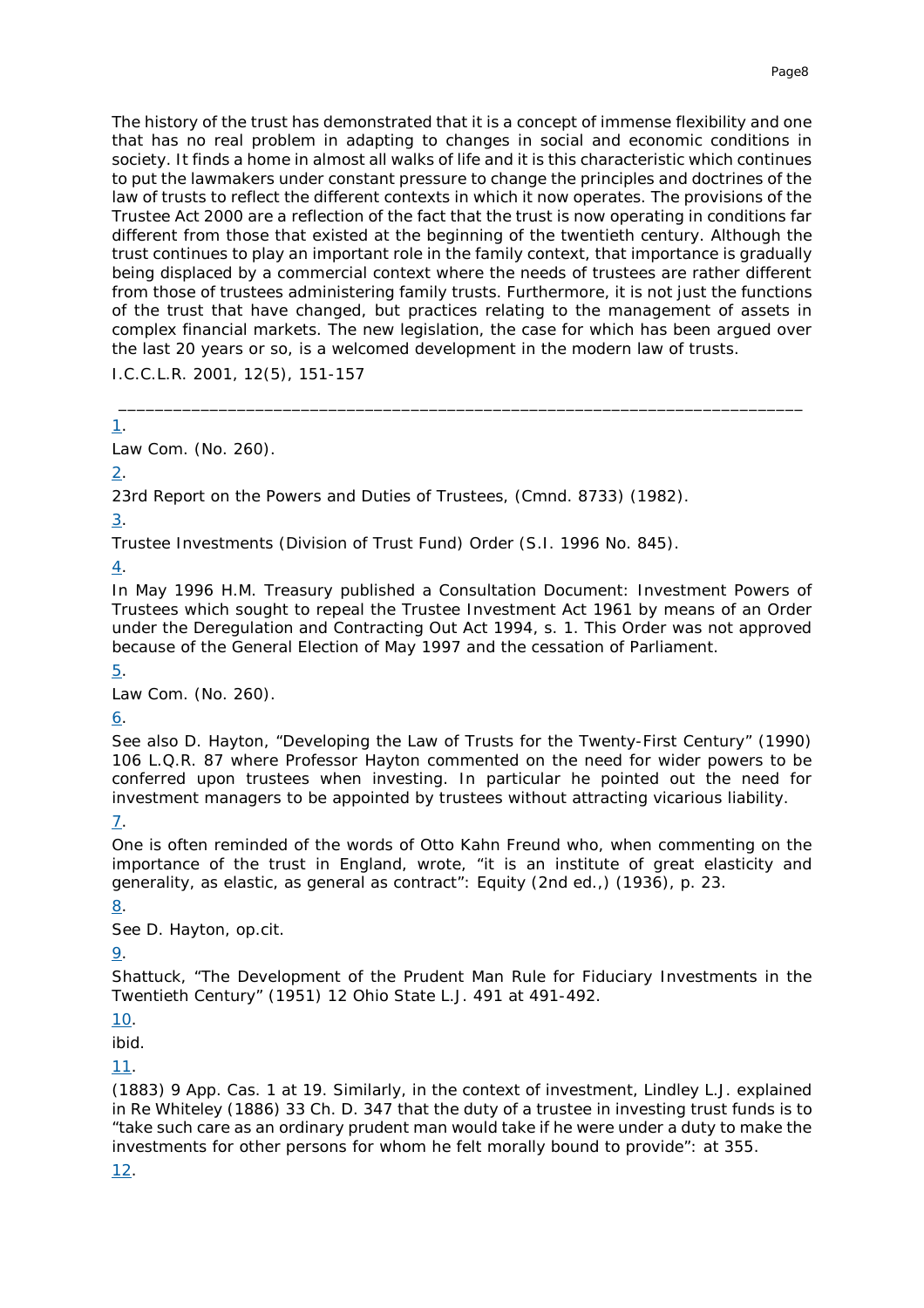The history of the trust has demonstrated that it is a concept of immense flexibility and one that has no real problem in adapting to changes in social and economic conditions in society. It finds a home in almost all walks of life and it is this characteristic which continues to put the lawmakers under constant pressure to change the principles and doctrines of the law of trusts to reflect the different contexts in which it now operates. The provisions of the Trustee Act 2000 are a reflection of the fact that the trust is now operating in conditions far different from those that existed at the beginning of the twentieth century. Although the trust continues to play an important role in the family context, that importance is gradually being displaced by a commercial context where the needs of trustees are rather different from those of trustees administering family trusts. Furthermore, it is not just the functions of the trust that have changed, but practices relating to the management of assets in complex financial markets. The new legislation, the case for which has been argued over the last 20 years or so, is a welcomed development in the modern law of trusts.

I.C.C.L.R. 2001, 12(5), 151-157

---

1.

Law Com. (No. 260).

2.

23rd Report on the Powers and Duties of Trustees, (Cmnd. 8733) (1982).

3.

Trustee Investments (Division of Trust Fund) Order (S.I. 1996 No. 845).

4.

In May 1996 H.M. Treasury published a Consultation Document: Investment Powers of Trustees which sought to repeal the Trustee Investment Act 1961 by means of an Order under the Deregulation and Contracting Out Act 1994, s. 1. This Order was not approved because of the General Election of May 1997 and the cessation of Parliament.

5.

Law Com. (No. 260).

6.

See also D. Hayton, “Developing the Law of Trusts for the Twenty-First Century” (1990) 106 L.Q.R. 87 where Professor Hayton commented on the need for wider powers to be conferred upon trustees when investing. In particular he pointed out the need for investment managers to be appointed by trustees without attracting vicarious liability.

7.

One is often reminded of the words of Otto Kahn Freund who, when commenting on the importance of the trust in England, wrote, “it is an institute of great elasticity and generality, as elastic, as general as contract”: Equity (2nd ed.,) (1936), p. 23.

8.

See D. Hayton, op.cit.

9.

Shattuck, “The Development of the Prudent Man Rule for Fiduciary Investments in the Twentieth Century” (1951) 12 Ohio State L.J. 491 at 491-492.

10.

ibid.

11.

(1883) 9 App. Cas. 1 at 19. Similarly, in the context of investment, Lindley L.J. explained in Re Whiteley (1886) 33 Ch. D. 347 that the duty of a trustee in investing trust funds is to “take such care as an ordinary prudent man would take if he were under a duty to make the investments for other persons for whom he felt morally bound to provide”: at 355.

12.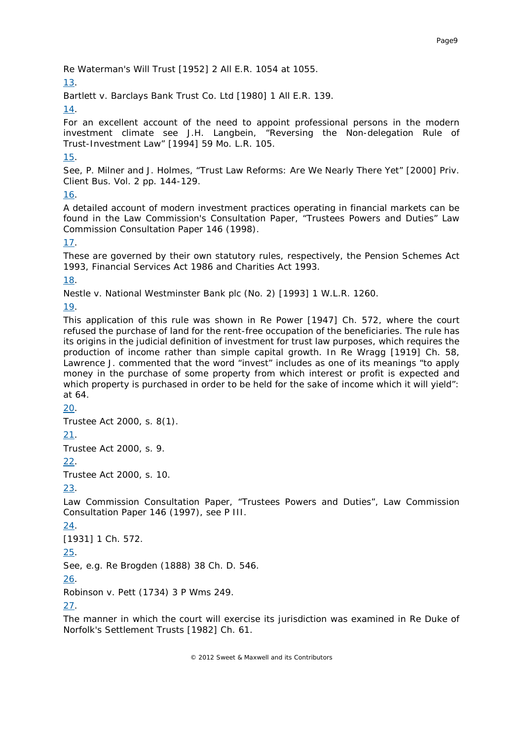Re Waterman's Will Trust [1952] 2 All E.R. 1054 at 1055.

13.

Bartlett v. Barclays Bank Trust Co. Ltd [1980] 1 All E.R. 139.

14.

For an excellent account of the need to appoint professional persons in the modern investment climate see J.H. Langbein, “Reversing the Non-delegation Rule of Trust-Investment Law” [1994] 59 Mo. L.R. 105.

15.

See, P. Milner and J. Holmes, “Trust Law Reforms: Are We Nearly There Yet” [2000] Priv. Client Bus. Vol. 2 pp. 144-129.

16.

A detailed account of modern investment practices operating in financial markets can be found in the Law Commission's Consultation Paper, “Trustees Powers and Duties” Law Commission Consultation Paper 146 (1998).

17.

These are governed by their own statutory rules, respectively, the Pension Schemes Act 1993, Financial Services Act 1986 and Charities Act 1993.

18.

Nestle v. National Westminster Bank plc (No. 2) [1993] 1 W.L.R. 1260.

19.

This application of this rule was shown in Re Power [1947] Ch. 572, where the court refused the purchase of land for the rent-free occupation of the beneficiaries. The rule has its origins in the judicial definition of investment for trust law purposes, which requires the production of income rather than simple capital growth. In Re Wragg [1919] Ch. 58, Lawrence J. commented that the word “invest” includes as one of its meanings “to apply money in the purchase of some property from which interest or profit is expected and which property is purchased in order to be held for the sake of income which it will yield”: at 64.

20.

Trustee Act 2000, s. 8(1).

21.

Trustee Act 2000, s. 9.

22.

Trustee Act 2000, s. 10.

23.

Law Commission Consultation Paper, “Trustees Powers and Duties”, Law Commission Consultation Paper 146 (1997), see P III.

24.

[1931] 1 Ch. 572.

25.

See, e.g. Re Brogden (1888) 38 Ch. D. 546.

26.

Robinson v. Pett (1734) 3 P Wms 249.

27.

The manner in which the court will exercise its jurisdiction was examined in Re Duke of Norfolk's Settlement Trusts [1982] Ch. 61.

© 2012 Sweet & Maxwell and its Contributors